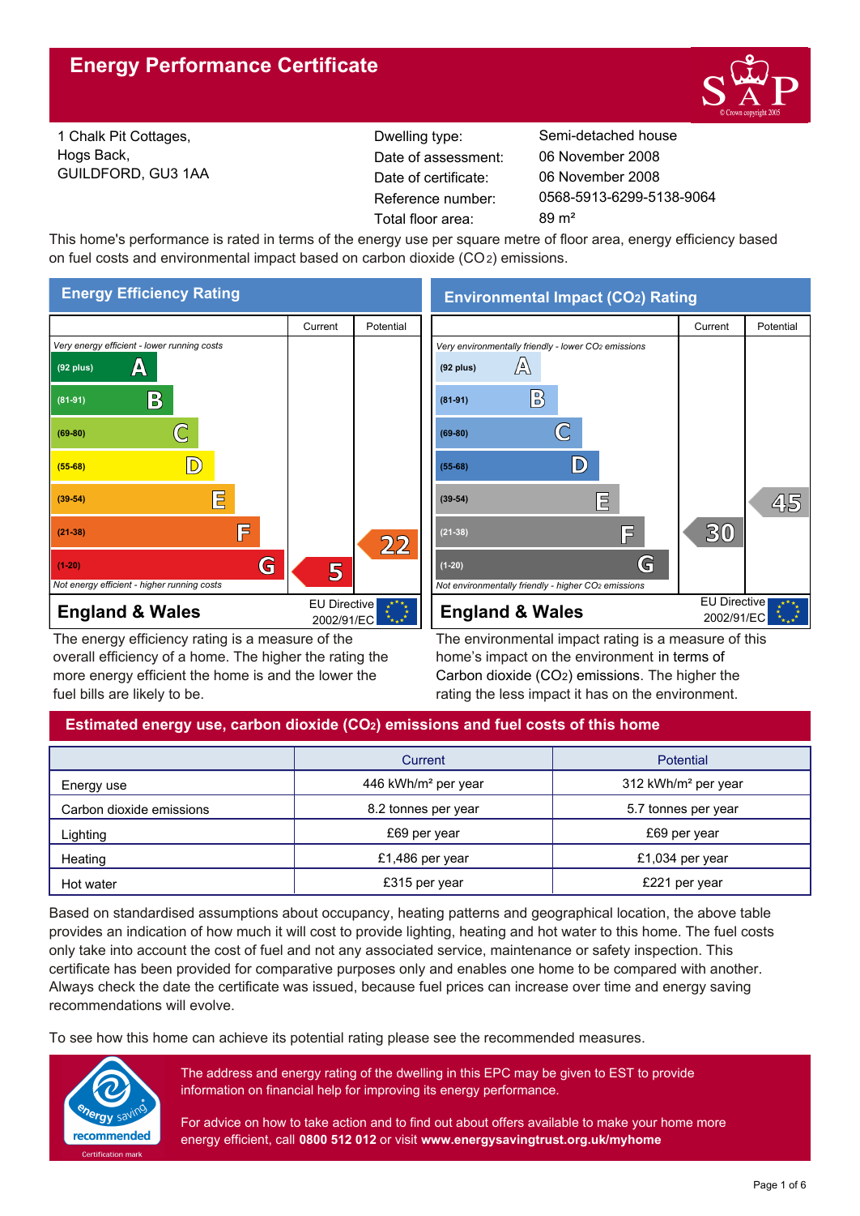# Energy Performance Certificate

1 Chalk Pit Cottages,
Hogs Back,
GUILDFORD, GU3 1AA

| | |
|---|---|
| Dwelling type: | Semi-detached house |
| Date of assessment: | 06 November 2008 |
| Date of certificate: | 06 November 2008 |
| Reference number: | 0568-5913-6299-5138-9064 |
| Total floor area: | 89 m² |

This home's performance is rated in terms of the energy use per square metre of floor area, energy efficiency based on fuel costs and environmental impact based on carbon dioxide ($CO_2$) emissions.

## Energy Efficiency Rating

| Rating | Current | Potential |
|---|---|---|
| *Very energy efficient - lower running costs* | | |
| (92 plus) A | | |
| (81-91) B | | |
| (69-80) C | | |
| (55-68) D | | |
| (39-54) E | | |
| (21-38) F | | 22 |
| (1-20) G | 5 | |
| *Not energy efficient - higher running costs* | | |

England & Wales — EU Directive 2002/91/EC

The energy efficiency rating is a measure of the overall efficiency of a home. The higher the rating the more energy efficient the home is and the lower the fuel bills are likely to be.

## Environmental Impact ($CO_2$) Rating

| Rating | Current | Potential |
|---|---|---|
| *Very environmentally friendly - lower $CO_2$ emissions* | | |
| (92 plus) A | | |
| (81-91) B | | |
| (69-80) C | | |
| (55-68) D | | |
| (39-54) E | | 45 |
| (21-38) F | 30 | |
| (1-20) G | | |
| *Not environmentally friendly - higher $CO_2$ emissions* | | |

England & Wales — EU Directive 2002/91/EC

The environmental impact rating is a measure of this home's impact on the environment in terms of Carbon dioxide ($CO_2$) emissions. The higher the rating the less impact it has on the environment.

## Estimated energy use, carbon dioxide ($CO_2$) emissions and fuel costs of this home

| | Current | Potential |
|---|---|---|
| Energy use | 446 kWh/m² per year | 312 kWh/m² per year |
| Carbon dioxide emissions | 8.2 tonnes per year | 5.7 tonnes per year |
| Lighting | £69 per year | £69 per year |
| Heating | £1,486 per year | £1,034 per year |
| Hot water | £315 per year | £221 per year |

Based on standardised assumptions about occupancy, heating patterns and geographical location, the above table provides an indication of how much it will cost to provide lighting, heating and hot water to this home. The fuel costs only take into account the cost of fuel and not any associated service, maintenance or safety inspection. This certificate has been provided for comparative purposes only and enables one home to be compared with another. Always check the date the certificate was issued, because fuel prices can increase over time and energy saving recommendations will evolve.

To see how this home can achieve its potential rating please see the recommended measures.

The address and energy rating of the dwelling in this EPC may be given to EST to provide information on financial help for improving its energy performance.

For advice on how to take action and to find out about offers available to make your home more energy efficient, call **0800 512 012** or visit **www.energysavingtrust.org.uk/myhome**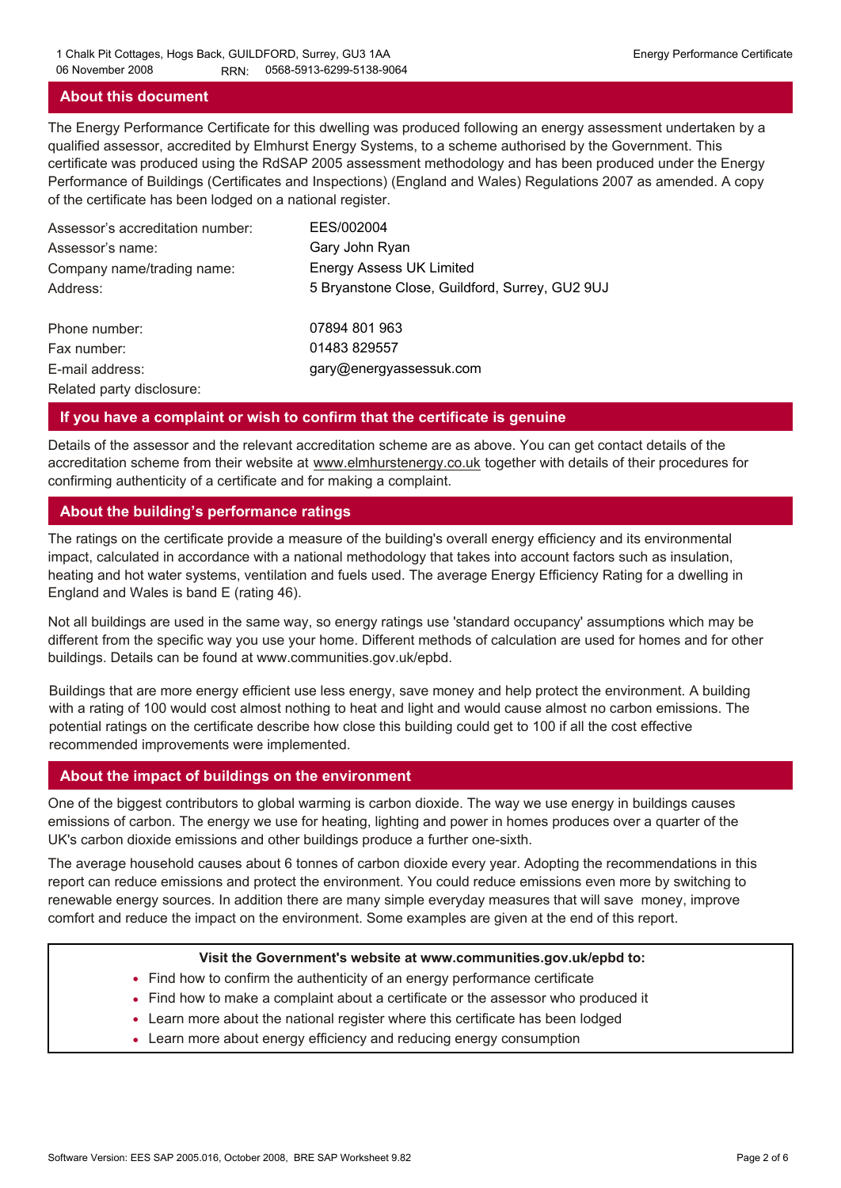## About this document

The Energy Performance Certificate for this dwelling was produced following an energy assessment undertaken by a qualified assessor, accredited by Elmhurst Energy Systems, to a scheme authorised by the Government. This certificate was produced using the RdSAP 2005 assessment methodology and has been produced under the Energy Performance of Buildings (Certificates and Inspections) (England and Wales) Regulations 2007 as amended. A copy of the certificate has been lodged on a national register.

| | |
|---|---|
| Assessor's accreditation number: | EES/002004 |
| Assessor's name: | Gary John Ryan |
| Company name/trading name: | Energy Assess UK Limited |
| Address: | 5 Bryanstone Close, Guildford, Surrey, GU2 9UJ |
| Phone number: | 07894 801 963 |
| Fax number: | 01483 829557 |
| E-mail address: | gary@energyassessuk.com |
| Related party disclosure: | |

## If you have a complaint or wish to confirm that the certificate is genuine

Details of the assessor and the relevant accreditation scheme are as above. You can get contact details of the accreditation scheme from their website at www.elmhurstenergy.co.uk together with details of their procedures for confirming authenticity of a certificate and for making a complaint.

## About the building's performance ratings

The ratings on the certificate provide a measure of the building's overall energy efficiency and its environmental impact, calculated in accordance with a national methodology that takes into account factors such as insulation, heating and hot water systems, ventilation and fuels used. The average Energy Efficiency Rating for a dwelling in England and Wales is band E (rating 46).

Not all buildings are used in the same way, so energy ratings use 'standard occupancy' assumptions which may be different from the specific way you use your home. Different methods of calculation are used for homes and for other buildings. Details can be found at www.communities.gov.uk/epbd.

Buildings that are more energy efficient use less energy, save money and help protect the environment. A building with a rating of 100 would cost almost nothing to heat and light and would cause almost no carbon emissions. The potential ratings on the certificate describe how close this building could get to 100 if all the cost effective recommended improvements were implemented.

## About the impact of buildings on the environment

One of the biggest contributors to global warming is carbon dioxide. The way we use energy in buildings causes emissions of carbon. The energy we use for heating, lighting and power in homes produces over a quarter of the UK's carbon dioxide emissions and other buildings produce a further one-sixth.

The average household causes about 6 tonnes of carbon dioxide every year. Adopting the recommendations in this report can reduce emissions and protect the environment. You could reduce emissions even more by switching to renewable energy sources. In addition there are many simple everyday measures that will save money, improve comfort and reduce the impact on the environment. Some examples are given at the end of this report.

**Visit the Government's website at www.communities.gov.uk/epbd to:**

- Find how to confirm the authenticity of an energy performance certificate
- Find how to make a complaint about a certificate or the assessor who produced it
- Learn more about the national register where this certificate has been lodged
- Learn more about energy efficiency and reducing energy consumption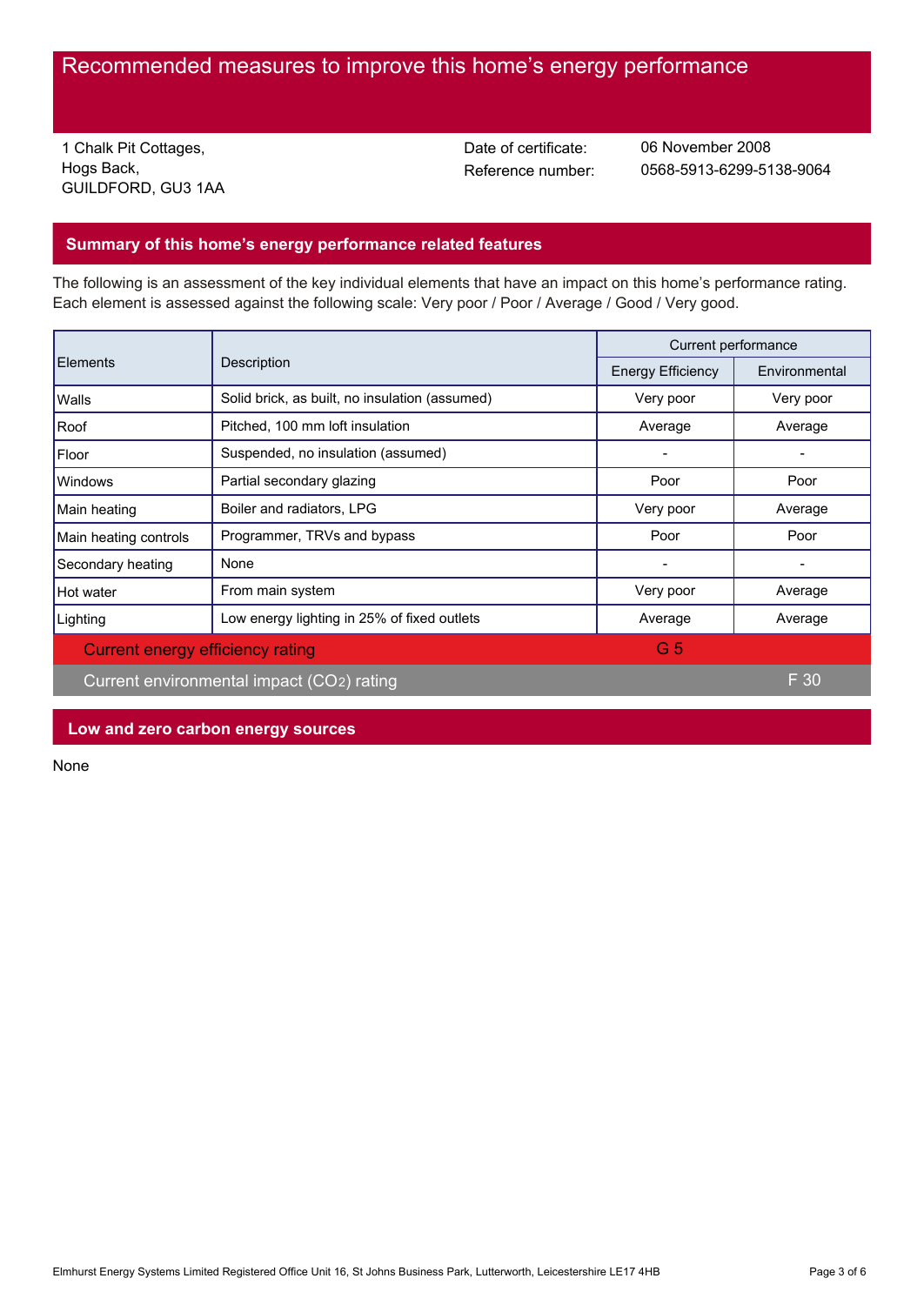# Recommended measures to improve this home's energy performance

1 Chalk Pit Cottages,
Hogs Back,
GUILDFORD, GU3 1AA

Date of certificate: 06 November 2008
Reference number: 0568-5913-6299-5138-9064

## Summary of this home's energy performance related features

The following is an assessment of the key individual elements that have an impact on this home's performance rating. Each element is assessed against the following scale: Very poor / Poor / Average / Good / Very good.

| Elements | Description | Current performance | |
|---|---|---|---|
| | | Energy Efficiency | Environmental |
| Walls | Solid brick, as built, no insulation (assumed) | Very poor | Very poor |
| Roof | Pitched, 100 mm loft insulation | Average | Average |
| Floor | Suspended, no insulation (assumed) | - | - |
| Windows | Partial secondary glazing | Poor | Poor |
| Main heating | Boiler and radiators, LPG | Very poor | Average |
| Main heating controls | Programmer, TRVs and bypass | Poor | Poor |
| Secondary heating | None | - | - |
| Hot water | From main system | Very poor | Average |
| Lighting | Low energy lighting in 25% of fixed outlets | Average | Average |
| Current energy efficiency rating | | G 5 | |
| Current environmental impact ($CO_2$) rating | | | F 30 |

## Low and zero carbon energy sources

None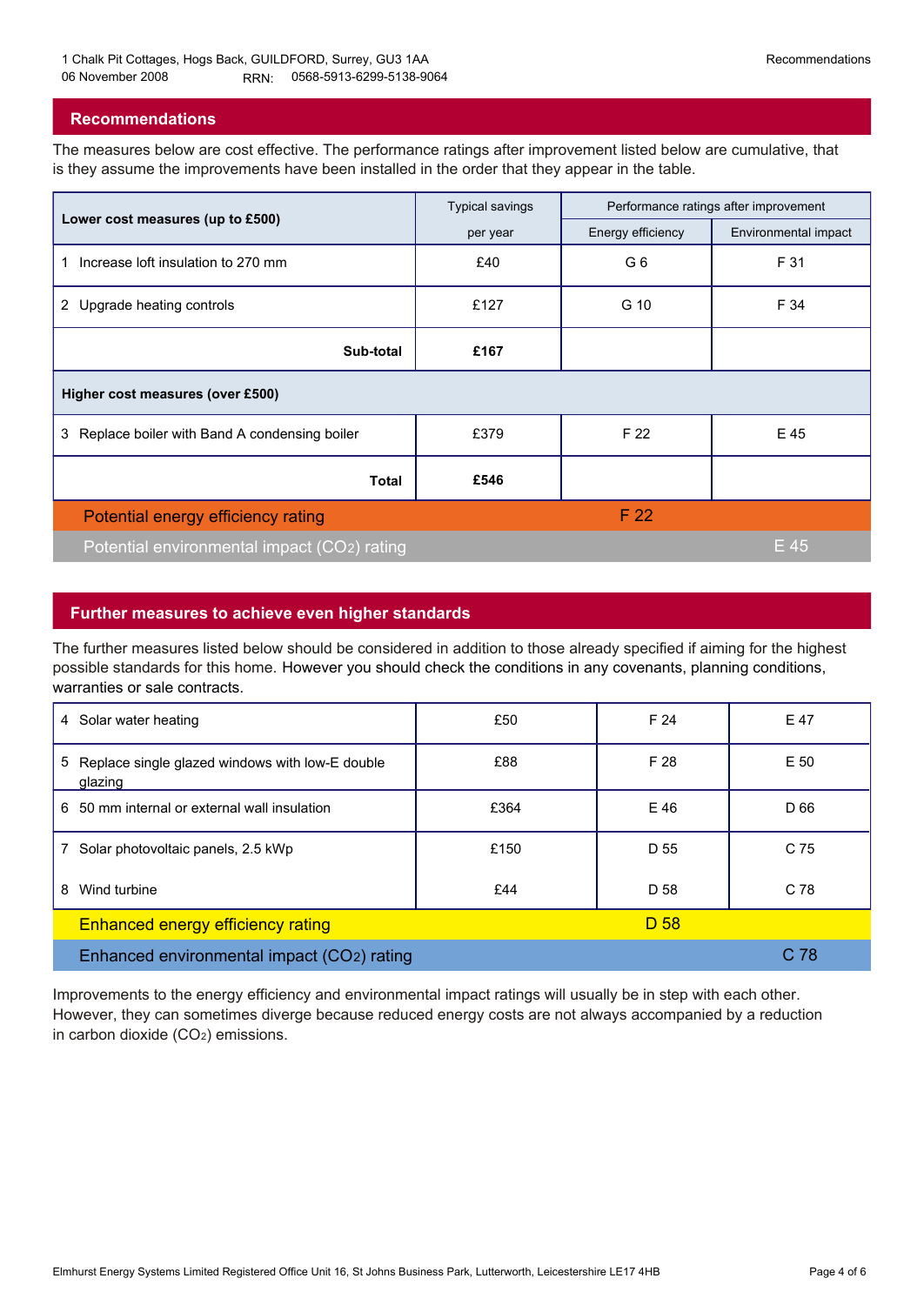1 Chalk Pit Cottages, Hogs Back, GUILDFORD, Surrey, GU3 1AA
06 November 2008 RRN: 0568-5913-6299-5138-9064

## Recommendations

The measures below are cost effective. The performance ratings after improvement listed below are cumulative, that is they assume the improvements have been installed in the order that they appear in the table.

| Lower cost measures (up to £500) | Typical savings per year | Performance ratings after improvement | |
|---|---|---|---|
| | | Energy efficiency | Environmental impact |
| 1 Increase loft insulation to 270 mm | £40 | G 6 | F 31 |
| 2 Upgrade heating controls | £127 | G 10 | F 34 |
| **Sub-total** | **£167** | | |
| **Higher cost measures (over £500)** | | | |
| 3 Replace boiler with Band A condensing boiler | £379 | F 22 | E 45 |
| **Total** | **£546** | | |
| Potential energy efficiency rating | | F 22 | |
| Potential environmental impact ($CO_2$) rating | | | E 45 |

## Further measures to achieve even higher standards

The further measures listed below should be considered in addition to those already specified if aiming for the highest possible standards for this home. However you should check the conditions in any covenants, planning conditions, warranties or sale contracts.

| Measure | Typical savings per year | Energy efficiency | Environmental impact |
|---|---|---|---|
| 4 Solar water heating | £50 | F 24 | E 47 |
| 5 Replace single glazed windows with low-E double glazing | £88 | F 28 | E 50 |
| 6 50 mm internal or external wall insulation | £364 | E 46 | D 66 |
| 7 Solar photovoltaic panels, 2.5 kWp | £150 | D 55 | C 75 |
| 8 Wind turbine | £44 | D 58 | C 78 |
| Enhanced energy efficiency rating | | D 58 | |
| Enhanced environmental impact ($CO_2$) rating | | | C 78 |

Improvements to the energy efficiency and environmental impact ratings will usually be in step with each other. However, they can sometimes diverge because reduced energy costs are not always accompanied by a reduction in carbon dioxide ($CO_2$) emissions.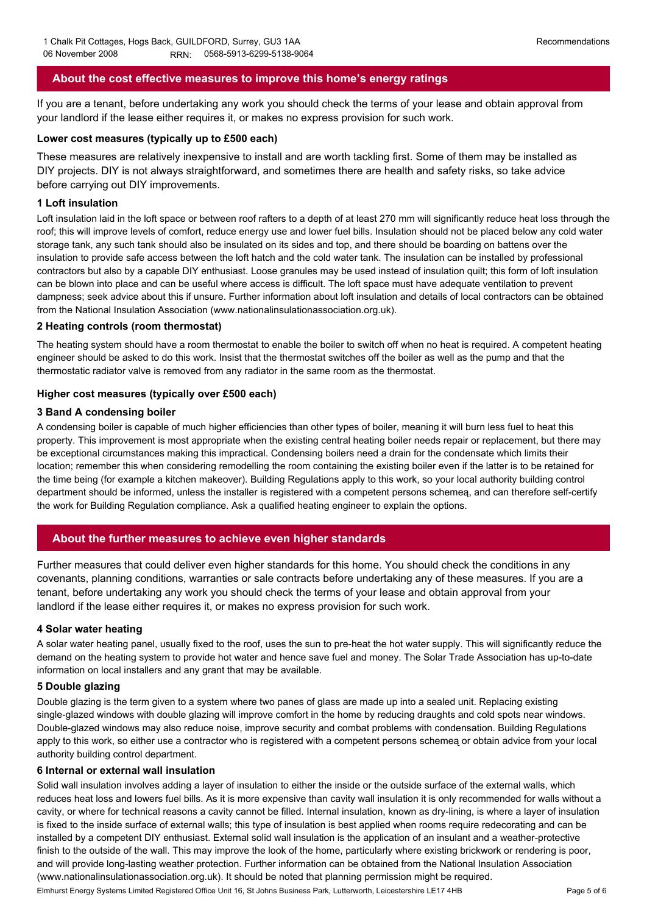## About the cost effective measures to improve this home's energy ratings

If you are a tenant, before undertaking any work you should check the terms of your lease and obtain approval from your landlord if the lease either requires it, or makes no express provision for such work.

### Lower cost measures (typically up to £500 each)

These measures are relatively inexpensive to install and are worth tackling first. Some of them may be installed as DIY projects. DIY is not always straightforward, and sometimes there are health and safety risks, so take advice before carrying out DIY improvements.

#### 1 Loft insulation

Loft insulation laid in the loft space or between roof rafters to a depth of at least 270 mm will significantly reduce heat loss through the roof; this will improve levels of comfort, reduce energy use and lower fuel bills. Insulation should not be placed below any cold water storage tank, any such tank should also be insulated on its sides and top, and there should be boarding on battens over the insulation to provide safe access between the loft hatch and the cold water tank. The insulation can be installed by professional contractors but also by a capable DIY enthusiast. Loose granules may be used instead of insulation quilt; this form of loft insulation can be blown into place and can be useful where access is difficult. The loft space must have adequate ventilation to prevent dampness; seek advice about this if unsure. Further information about loft insulation and details of local contractors can be obtained from the National Insulation Association (www.nationalinsulationassociation.org.uk).

#### 2 Heating controls (room thermostat)

The heating system should have a room thermostat to enable the boiler to switch off when no heat is required. A competent heating engineer should be asked to do this work. Insist that the thermostat switches off the boiler as well as the pump and that the thermostatic radiator valve is removed from any radiator in the same room as the thermostat.

### Higher cost measures (typically over £500 each)

#### 3 Band A condensing boiler

A condensing boiler is capable of much higher efficiencies than other types of boiler, meaning it will burn less fuel to heat this property. This improvement is most appropriate when the existing central heating boiler needs repair or replacement, but there may be exceptional circumstances making this impractical. Condensing boilers need a drain for the condensate which limits their location; remember this when considering remodelling the room containing the existing boiler even if the latter is to be retained for the time being (for example a kitchen makeover). Building Regulations apply to this work, so your local authority building control department should be informed, unless the installer is registered with a competent persons schemeą, and can therefore self-certify the work for Building Regulation compliance. Ask a qualified heating engineer to explain the options.

## About the further measures to achieve even higher standards

Further measures that could deliver even higher standards for this home. You should check the conditions in any covenants, planning conditions, warranties or sale contracts before undertaking any of these measures. If you are a tenant, before undertaking any work you should check the terms of your lease and obtain approval from your landlord if the lease either requires it, or makes no express provision for such work.

#### 4 Solar water heating

A solar water heating panel, usually fixed to the roof, uses the sun to pre-heat the hot water supply. This will significantly reduce the demand on the heating system to provide hot water and hence save fuel and money. The Solar Trade Association has up-to-date information on local installers and any grant that may be available.

#### 5 Double glazing

Double glazing is the term given to a system where two panes of glass are made up into a sealed unit. Replacing existing single-glazed windows with double glazing will improve comfort in the home by reducing draughts and cold spots near windows. Double-glazed windows may also reduce noise, improve security and combat problems with condensation. Building Regulations apply to this work, so either use a contractor who is registered with a competent persons schemeą or obtain advice from your local authority building control department.

#### 6 Internal or external wall insulation

Solid wall insulation involves adding a layer of insulation to either the inside or the outside surface of the external walls, which reduces heat loss and lowers fuel bills. As it is more expensive than cavity wall insulation it is only recommended for walls without a cavity, or where for technical reasons a cavity cannot be filled. Internal insulation, known as dry-lining, is where a layer of insulation is fixed to the inside surface of external walls; this type of insulation is best applied when rooms require redecorating and can be installed by a competent DIY enthusiast. External solid wall insulation is the application of an insulant and a weather-protective finish to the outside of the wall. This may improve the look of the home, particularly where existing brickwork or rendering is poor, and will provide long-lasting weather protection. Further information can be obtained from the National Insulation Association (www.nationalinsulationassociation.org.uk). It should be noted that planning permission might be required.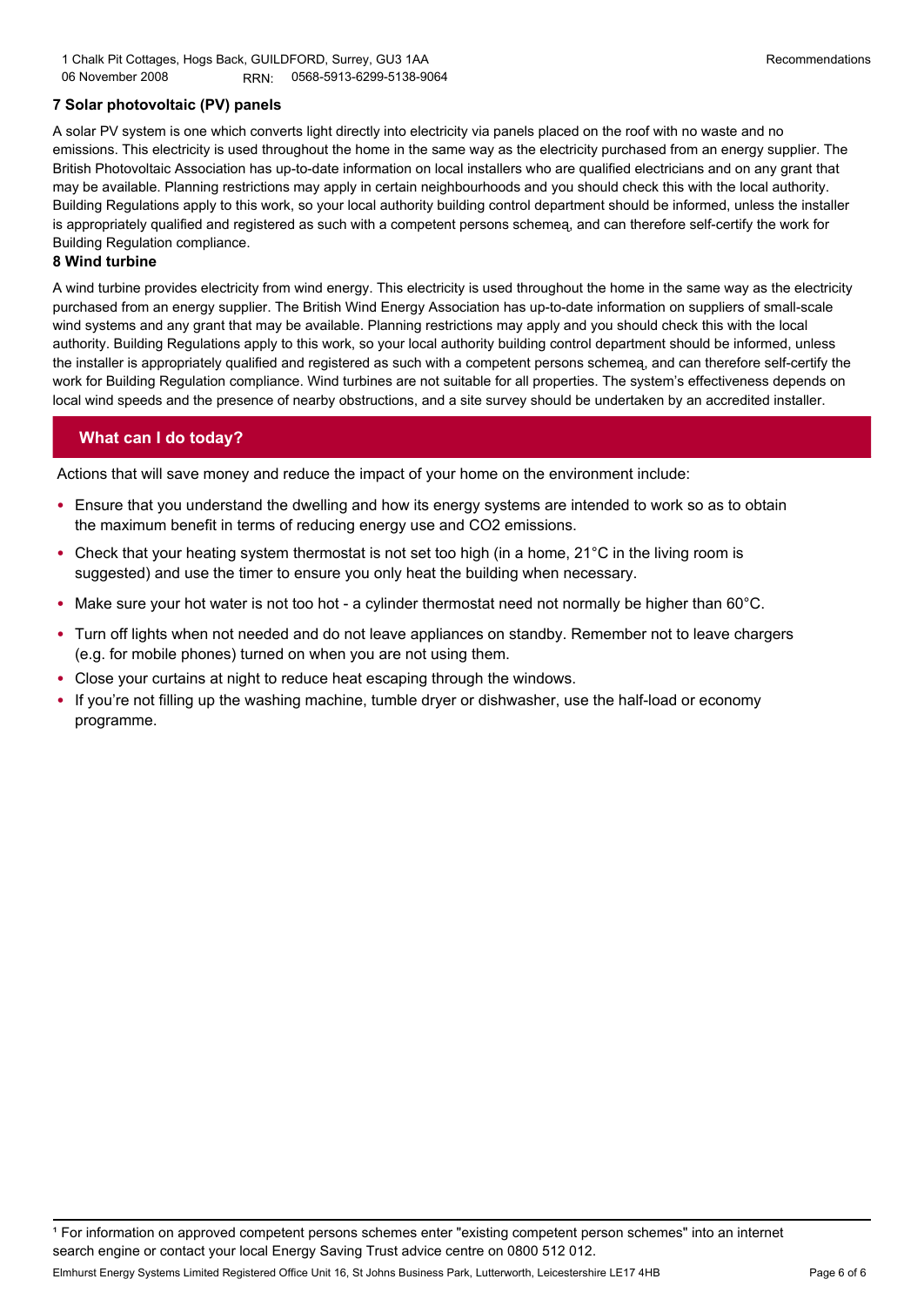### 7 Solar photovoltaic (PV) panels

A solar PV system is one which converts light directly into electricity via panels placed on the roof with no waste and no emissions. This electricity is used throughout the home in the same way as the electricity purchased from an energy supplier. The British Photovoltaic Association has up-to-date information on local installers who are qualified electricians and on any grant that may be available. Planning restrictions may apply in certain neighbourhoods and you should check this with the local authority. Building Regulations apply to this work, so your local authority building control department should be informed, unless the installer is appropriately qualified and registered as such with a competent persons scheme[1], and can therefore self-certify the work for Building Regulation compliance.

### 8 Wind turbine

A wind turbine provides electricity from wind energy. This electricity is used throughout the home in the same way as the electricity purchased from an energy supplier. The British Wind Energy Association has up-to-date information on suppliers of small-scale wind systems and any grant that may be available. Planning restrictions may apply and you should check this with the local authority. Building Regulations apply to this work, so your local authority building control department should be informed, unless the installer is appropriately qualified and registered as such with a competent persons scheme[1], and can therefore self-certify the work for Building Regulation compliance. Wind turbines are not suitable for all properties. The system's effectiveness depends on local wind speeds and the presence of nearby obstructions, and a site survey should be undertaken by an accredited installer.

## What can I do today?

Actions that will save money and reduce the impact of your home on the environment include:

- Ensure that you understand the dwelling and how its energy systems are intended to work so as to obtain the maximum benefit in terms of reducing energy use and $CO_2$ emissions.
- Check that your heating system thermostat is not set too high (in a home, 21°C in the living room is suggested) and use the timer to ensure you only heat the building when necessary.
- Make sure your hot water is not too hot - a cylinder thermostat need not normally be higher than 60°C.
- Turn off lights when not needed and do not leave appliances on standby. Remember not to leave chargers (e.g. for mobile phones) turned on when you are not using them.
- Close your curtains at night to reduce heat escaping through the windows.
- If you're not filling up the washing machine, tumble dryer or dishwasher, use the half-load or economy programme.

[1] For information on approved competent persons schemes enter "existing competent person schemes" into an internet search engine or contact your local Energy Saving Trust advice centre on 0800 512 012.